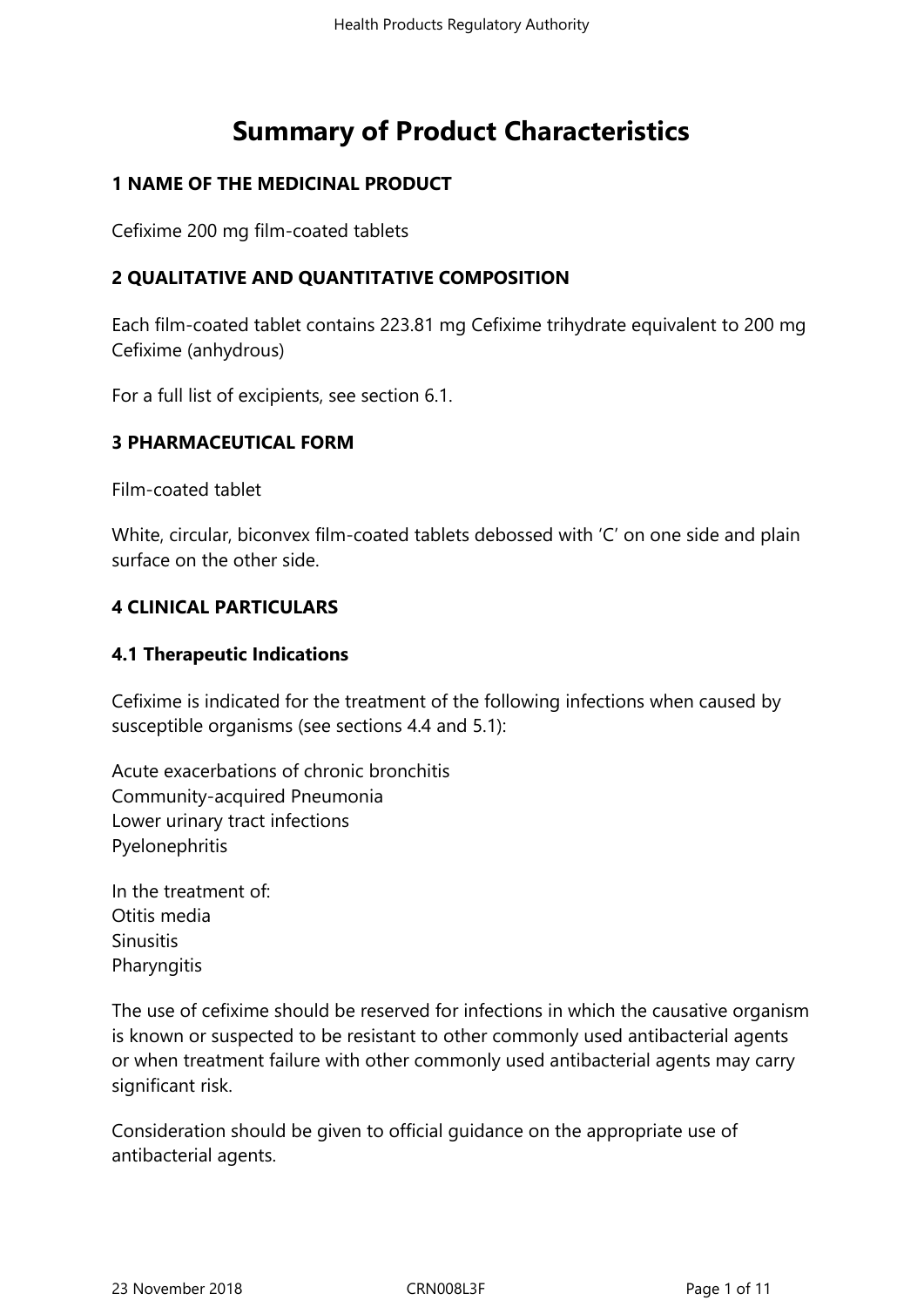# Summary of Product Characteristics

## 1 NAME OF THE MEDICINAL PRODUCT

Cefixime 200 mg film-coated tablets

## 2 QUALITATIVE AND QUANTITATIVE COMPOSITION

Each film-coated tablet contains 223.81 mg Cefixime trihydrate equivalent to 200 mg Cefixime (anhydrous)

For a full list of excipients, see section 6.1.

## 3 PHARMACEUTICAL FORM

Film-coated tablet

White, circular, biconvex film-coated tablets debossed with 'C' on one side and plain surface on the other side.

## 4 CLINICAL PARTICULARS

### 4.1 Therapeutic Indications

Cefixime is indicated for the treatment of the following infections when caused by susceptible organisms (see sections 4.4 and 5.1):

Acute exacerbations of chronic bronchitis
Community-acquired Pneumonia
Lower urinary tract infections
Pyelonephritis

In the treatment of:
Otitis media
Sinusitis
Pharyngitis

The use of cefixime should be reserved for infections in which the causative organism is known or suspected to be resistant to other commonly used antibacterial agents or when treatment failure with other commonly used antibacterial agents may carry significant risk.

Consideration should be given to official guidance on the appropriate use of antibacterial agents.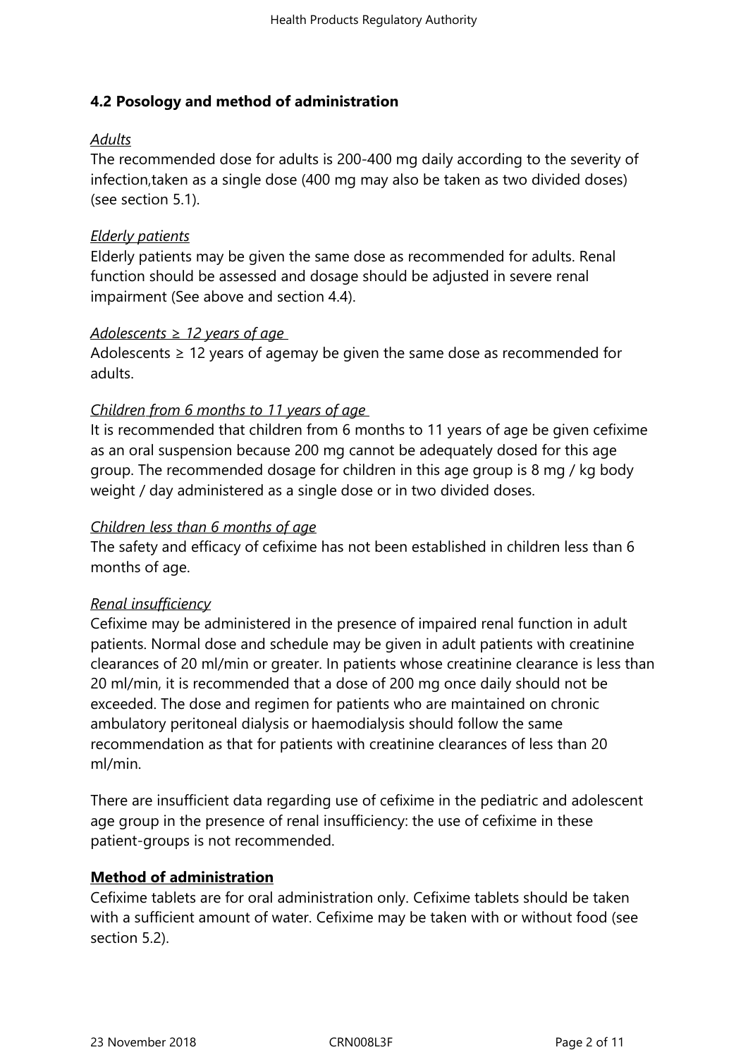## 4.2 Posology and method of administration

*Adults*

The recommended dose for adults is 200-400 mg daily according to the severity of infection,taken as a single dose (400 mg may also be taken as two divided doses) (see section 5.1).

*Elderly patients*

Elderly patients may be given the same dose as recommended for adults. Renal function should be assessed and dosage should be adjusted in severe renal impairment (See above and section 4.4).

*Adolescents ≥ 12 years of age*

Adolescents ≥ 12 years of agemay be given the same dose as recommended for adults.

*Children from 6 months to 11 years of age*

It is recommended that children from 6 months to 11 years of age be given cefixime as an oral suspension because 200 mg cannot be adequately dosed for this age group. The recommended dosage for children in this age group is 8 mg / kg body weight / day administered as a single dose or in two divided doses.

*Children less than 6 months of age*

The safety and efficacy of cefixime has not been established in children less than 6 months of age.

*Renal insufficiency*

Cefixime may be administered in the presence of impaired renal function in adult patients. Normal dose and schedule may be given in adult patients with creatinine clearances of 20 ml/min or greater. In patients whose creatinine clearance is less than 20 ml/min, it is recommended that a dose of 200 mg once daily should not be exceeded. The dose and regimen for patients who are maintained on chronic ambulatory peritoneal dialysis or haemodialysis should follow the same recommendation as that for patients with creatinine clearances of less than 20 ml/min.

There are insufficient data regarding use of cefixime in the pediatric and adolescent age group in the presence of renal insufficiency: the use of cefixime in these patient-groups is not recommended.

**Method of administration**

Cefixime tablets are for oral administration only. Cefixime tablets should be taken with a sufficient amount of water. Cefixime may be taken with or without food (see section 5.2).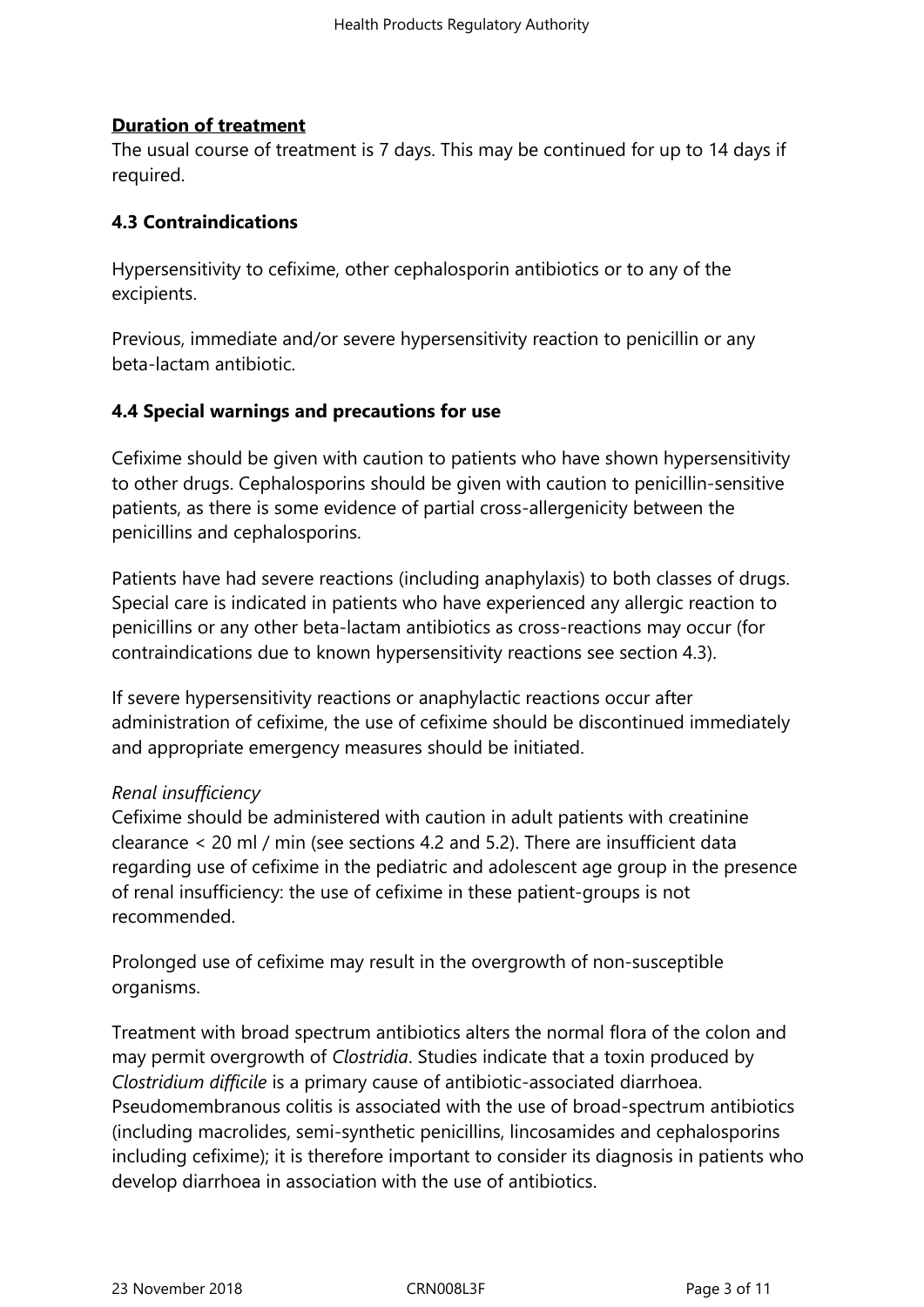**Duration of treatment**

The usual course of treatment is 7 days. This may be continued for up to 14 days if required.

### 4.3 Contraindications

Hypersensitivity to cefixime, other cephalosporin antibiotics or to any of the excipients.

Previous, immediate and/or severe hypersensitivity reaction to penicillin or any beta-lactam antibiotic.

### 4.4 Special warnings and precautions for use

Cefixime should be given with caution to patients who have shown hypersensitivity to other drugs. Cephalosporins should be given with caution to penicillin-sensitive patients, as there is some evidence of partial cross-allergenicity between the penicillins and cephalosporins.

Patients have had severe reactions (including anaphylaxis) to both classes of drugs. Special care is indicated in patients who have experienced any allergic reaction to penicillins or any other beta-lactam antibiotics as cross-reactions may occur (for contraindications due to known hypersensitivity reactions see section 4.3).

If severe hypersensitivity reactions or anaphylactic reactions occur after administration of cefixime, the use of cefixime should be discontinued immediately and appropriate emergency measures should be initiated.

*Renal insufficiency*

Cefixime should be administered with caution in adult patients with creatinine clearance < 20 ml / min (see sections 4.2 and 5.2). There are insufficient data regarding use of cefixime in the pediatric and adolescent age group in the presence of renal insufficiency: the use of cefixime in these patient-groups is not recommended.

Prolonged use of cefixime may result in the overgrowth of non-susceptible organisms.

Treatment with broad spectrum antibiotics alters the normal flora of the colon and may permit overgrowth of *Clostridia*. Studies indicate that a toxin produced by *Clostridium difficile* is a primary cause of antibiotic-associated diarrhoea. Pseudomembranous colitis is associated with the use of broad-spectrum antibiotics (including macrolides, semi-synthetic penicillins, lincosamides and cephalosporins including cefixime); it is therefore important to consider its diagnosis in patients who develop diarrhoea in association with the use of antibiotics.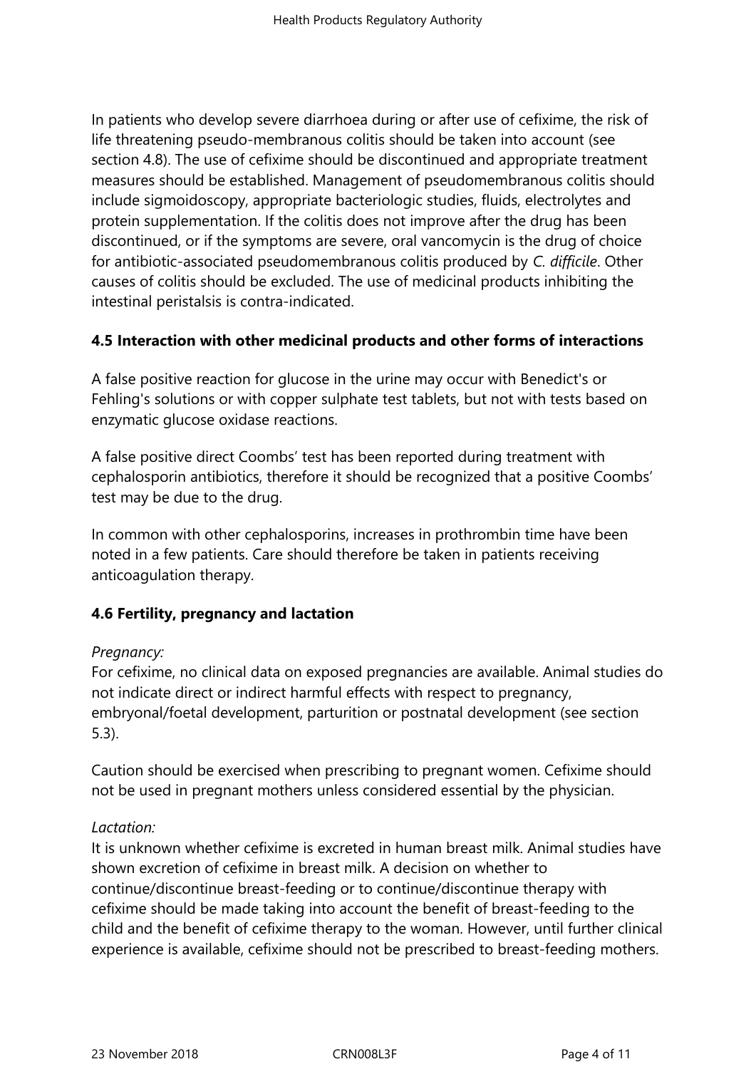In patients who develop severe diarrhoea during or after use of cefixime, the risk of life threatening pseudo-membranous colitis should be taken into account (see section 4.8). The use of cefixime should be discontinued and appropriate treatment measures should be established. Management of pseudomembranous colitis should include sigmoidoscopy, appropriate bacteriologic studies, fluids, electrolytes and protein supplementation. If the colitis does not improve after the drug has been discontinued, or if the symptoms are severe, oral vancomycin is the drug of choice for antibiotic-associated pseudomembranous colitis produced by *C. difficile*. Other causes of colitis should be excluded. The use of medicinal products inhibiting the intestinal peristalsis is contra-indicated.

### 4.5 Interaction with other medicinal products and other forms of interactions

A false positive reaction for glucose in the urine may occur with Benedict's or Fehling's solutions or with copper sulphate test tablets, but not with tests based on enzymatic glucose oxidase reactions.

A false positive direct Coombs' test has been reported during treatment with cephalosporin antibiotics, therefore it should be recognized that a positive Coombs' test may be due to the drug.

In common with other cephalosporins, increases in prothrombin time have been noted in a few patients. Care should therefore be taken in patients receiving anticoagulation therapy.

### 4.6 Fertility, pregnancy and lactation

*Pregnancy:*
For cefixime, no clinical data on exposed pregnancies are available. Animal studies do not indicate direct or indirect harmful effects with respect to pregnancy, embryonal/foetal development, parturition or postnatal development (see section 5.3).

Caution should be exercised when prescribing to pregnant women. Cefixime should not be used in pregnant mothers unless considered essential by the physician.

*Lactation:*
It is unknown whether cefixime is excreted in human breast milk. Animal studies have shown excretion of cefixime in breast milk. A decision on whether to continue/discontinue breast-feeding or to continue/discontinue therapy with cefixime should be made taking into account the benefit of breast-feeding to the child and the benefit of cefixime therapy to the woman. However, until further clinical experience is available, cefixime should not be prescribed to breast-feeding mothers.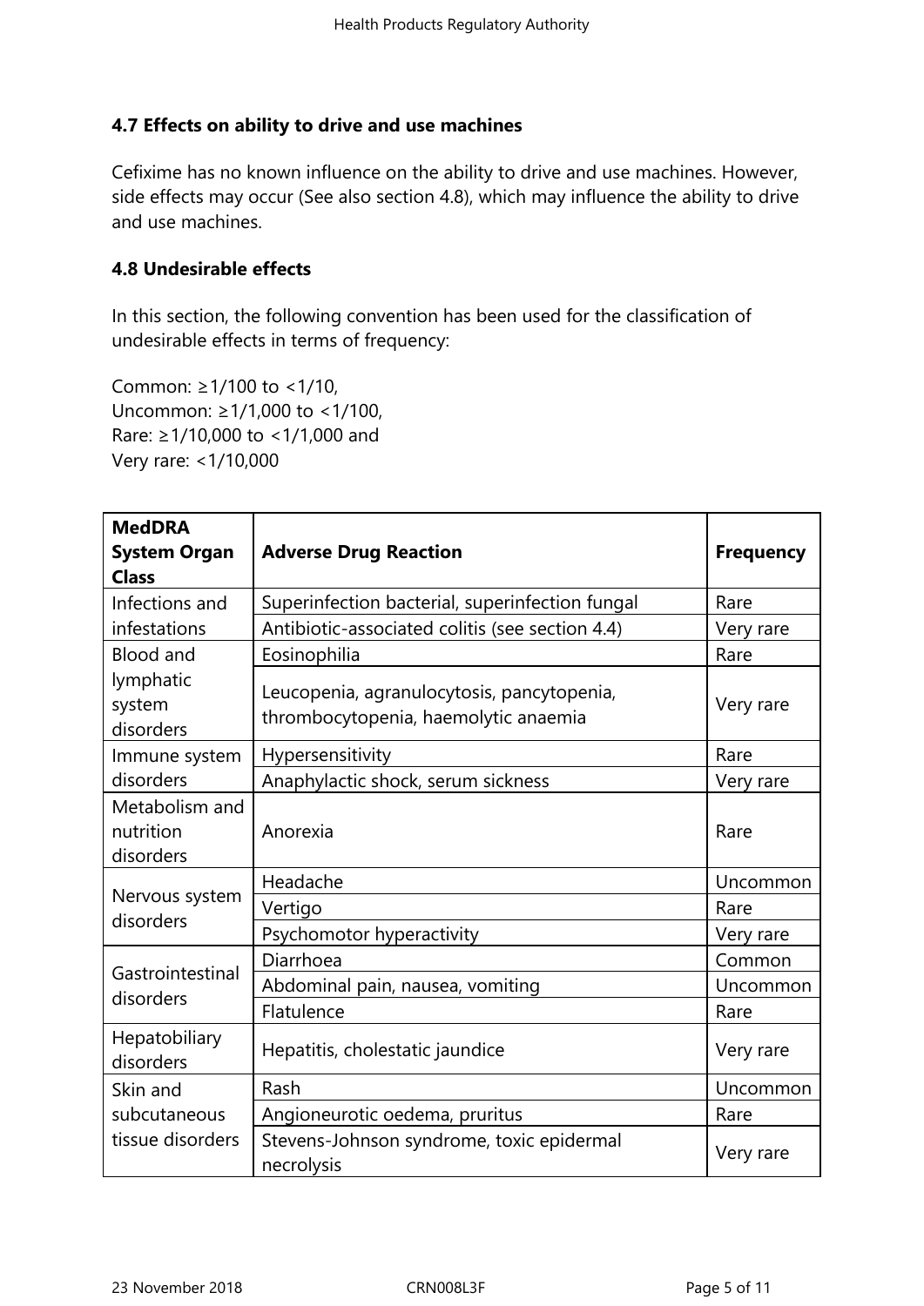### 4.7 Effects on ability to drive and use machines

Cefixime has no known influence on the ability to drive and use machines. However, side effects may occur (See also section 4.8), which may influence the ability to drive and use machines.

### 4.8 Undesirable effects

In this section, the following convention has been used for the classification of undesirable effects in terms of frequency:

Common: ≥1/100 to <1/10,
Uncommon: ≥1/1,000 to <1/100,
Rare: ≥1/10,000 to <1/1,000 and
Very rare: <1/10,000

| MedDRA System Organ Class | Adverse Drug Reaction | Frequency |
|---|---|---|
| Infections and infestations | Superinfection bacterial, superinfection fungal | Rare |
| | Antibiotic-associated colitis (see section 4.4) | Very rare |
| Blood and lymphatic system disorders | Eosinophilia | Rare |
| | Leucopenia, agranulocytosis, pancytopenia, thrombocytopenia, haemolytic anaemia | Very rare |
| Immune system disorders | Hypersensitivity | Rare |
| | Anaphylactic shock, serum sickness | Very rare |
| Metabolism and nutrition disorders | Anorexia | Rare |
| Nervous system disorders | Headache | Uncommon |
| | Vertigo | Rare |
| | Psychomotor hyperactivity | Very rare |
| Gastrointestinal disorders | Diarrhoea | Common |
| | Abdominal pain, nausea, vomiting | Uncommon |
| | Flatulence | Rare |
| Hepatobiliary disorders | Hepatitis, cholestatic jaundice | Very rare |
| Skin and subcutaneous tissue disorders | Rash | Uncommon |
| | Angioneurotic oedema, pruritus | Rare |
| | Stevens-Johnson syndrome, toxic epidermal necrolysis | Very rare |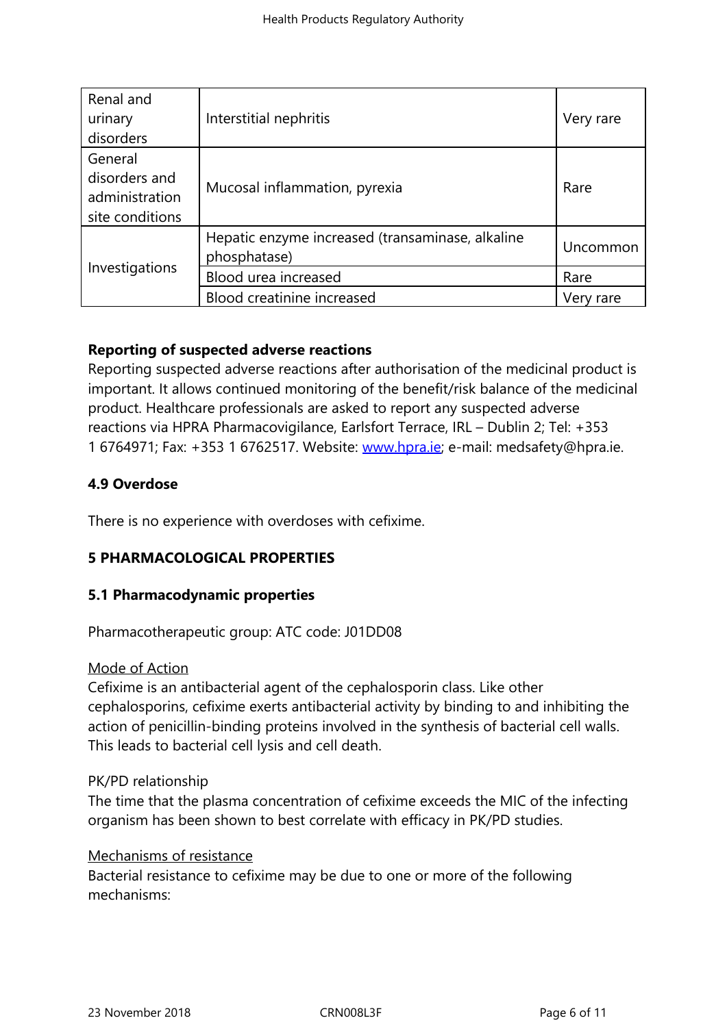| | | |
|---|---|---|
| Renal and urinary disorders | Interstitial nephritis | Very rare |
| General disorders and administration site conditions | Mucosal inflammation, pyrexia | Rare |
| Investigations | Hepatic enzyme increased (transaminase, alkaline phosphatase) | Uncommon |
| | Blood urea increased | Rare |
| | Blood creatinine increased | Very rare |

**Reporting of suspected adverse reactions**

Reporting suspected adverse reactions after authorisation of the medicinal product is important. It allows continued monitoring of the benefit/risk balance of the medicinal product. Healthcare professionals are asked to report any suspected adverse reactions via HPRA Pharmacovigilance, Earlsfort Terrace, IRL – Dublin 2; Tel: +353 1 6764971; Fax: +353 1 6762517. Website: www.hpra.ie; e-mail: medsafety@hpra.ie.

**4.9 Overdose**

There is no experience with overdoses with cefixime.

**5 PHARMACOLOGICAL PROPERTIES**

**5.1 Pharmacodynamic properties**

Pharmacotherapeutic group: ATC code: J01DD08

Mode of Action

Cefixime is an antibacterial agent of the cephalosporin class. Like other cephalosporins, cefixime exerts antibacterial activity by binding to and inhibiting the action of penicillin-binding proteins involved in the synthesis of bacterial cell walls. This leads to bacterial cell lysis and cell death.

PK/PD relationship

The time that the plasma concentration of cefixime exceeds the MIC of the infecting organism has been shown to best correlate with efficacy in PK/PD studies.

Mechanisms of resistance

Bacterial resistance to cefixime may be due to one or more of the following mechanisms: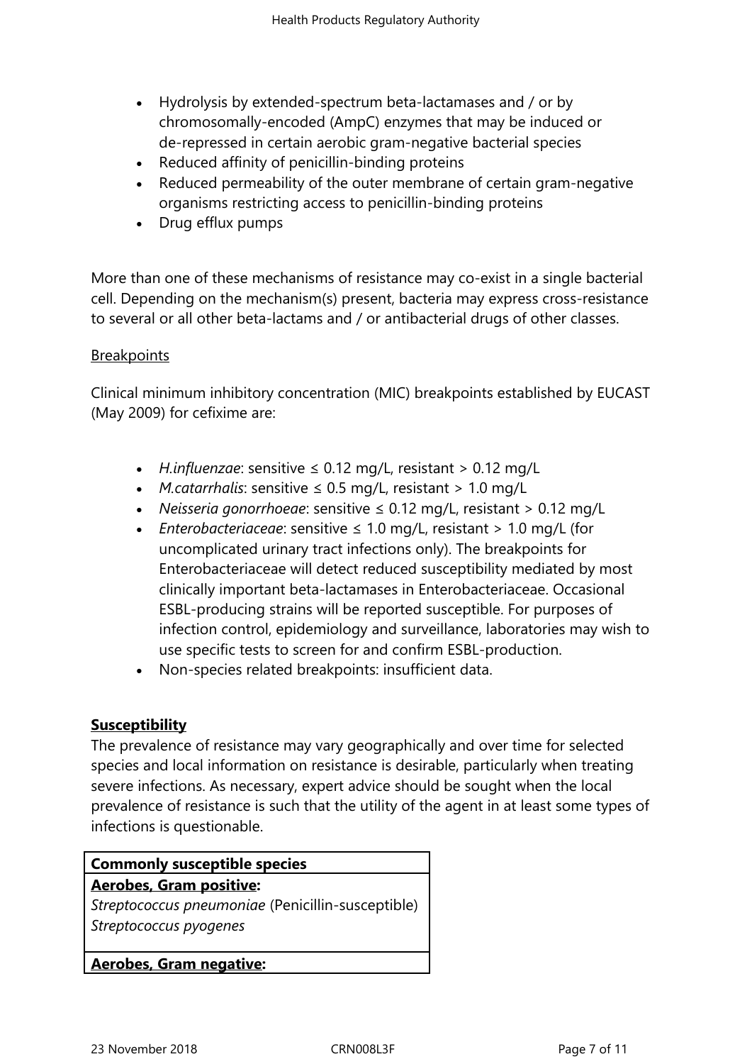- Hydrolysis by extended-spectrum beta-lactamases and / or by chromosomally-encoded (AmpC) enzymes that may be induced or de-repressed in certain aerobic gram-negative bacterial species
- Reduced affinity of penicillin-binding proteins
- Reduced permeability of the outer membrane of certain gram-negative organisms restricting access to penicillin-binding proteins
- Drug efflux pumps

More than one of these mechanisms of resistance may co-exist in a single bacterial cell. Depending on the mechanism(s) present, bacteria may express cross-resistance to several or all other beta-lactams and / or antibacterial drugs of other classes.

Breakpoints

Clinical minimum inhibitory concentration (MIC) breakpoints established by EUCAST (May 2009) for cefixime are:

- *H.influenzae*: sensitive ≤ 0.12 mg/L, resistant > 0.12 mg/L
- *M.catarrhalis*: sensitive ≤ 0.5 mg/L, resistant > 1.0 mg/L
- *Neisseria gonorrhoeae*: sensitive ≤ 0.12 mg/L, resistant > 0.12 mg/L
- *Enterobacteriaceae*: sensitive ≤ 1.0 mg/L, resistant > 1.0 mg/L (for uncomplicated urinary tract infections only). The breakpoints for Enterobacteriaceae will detect reduced susceptibility mediated by most clinically important beta-lactamases in Enterobacteriaceae. Occasional ESBL-producing strains will be reported susceptible. For purposes of infection control, epidemiology and surveillance, laboratories may wish to use specific tests to screen for and confirm ESBL-production.
- Non-species related breakpoints: insufficient data.

**Susceptibility**

The prevalence of resistance may vary geographically and over time for selected species and local information on resistance is desirable, particularly when treating severe infections. As necessary, expert advice should be sought when the local prevalence of resistance is such that the utility of the agent in at least some types of infections is questionable.

| **Commonly susceptible species** |
|---|
| **Aerobes, Gram positive:**<br>*Streptococcus pneumoniae* (Penicillin-susceptible)<br>*Streptococcus pyogenes* |
| **Aerobes, Gram negative:** |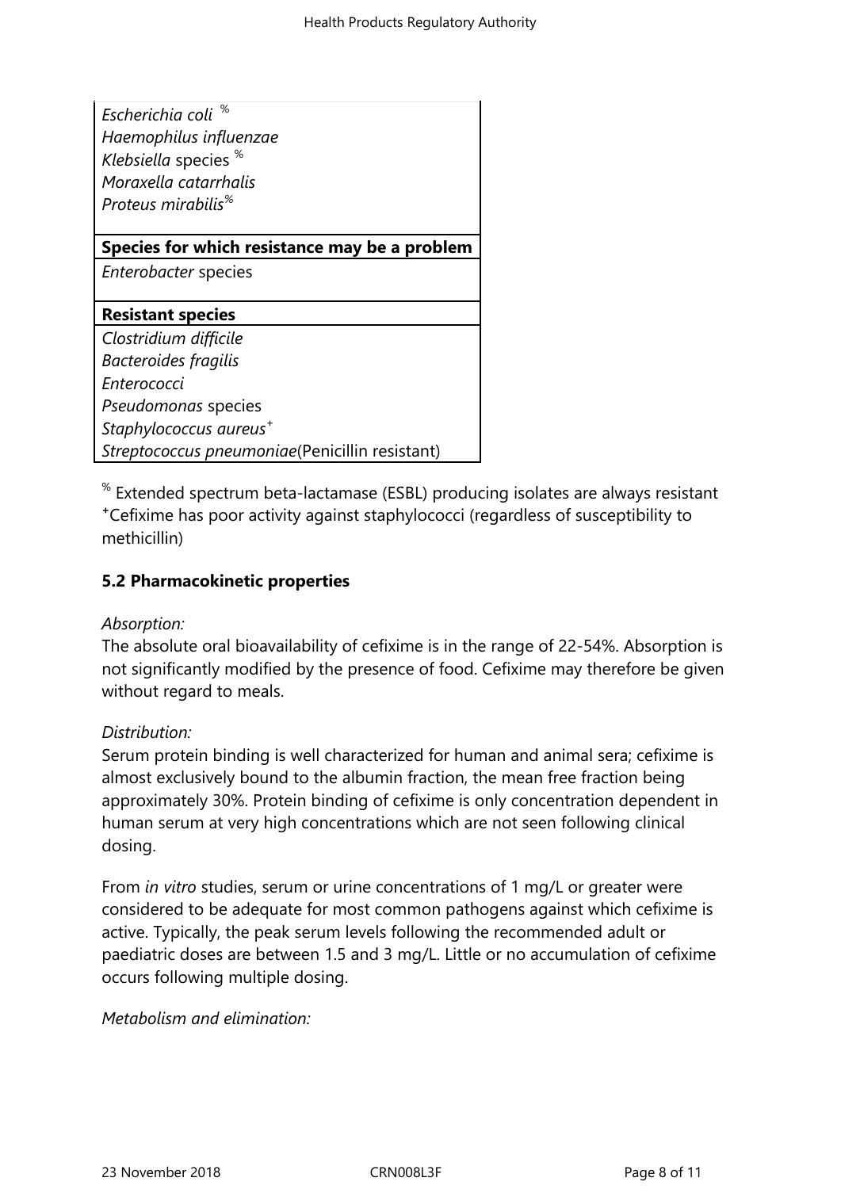| |
|---|
| *Escherichia coli* [%]<br>*Haemophilus influenzae*<br>*Klebsiella* species [%]<br>*Moraxella catarrhalis*<br>*Proteus mirabilis*[%] |
| **Species for which resistance may be a problem** |
| *Enterobacter* species |
| **Resistant species** |
| *Clostridium difficile*<br>*Bacteroides fragilis*<br>*Enterococci*<br>*Pseudomonas* species<br>*Staphylococcus aureus*[+]<br>*Streptococcus pneumoniae*(Penicillin resistant) |

[%] Extended spectrum beta-lactamase (ESBL) producing isolates are always resistant
[+]Cefixime has poor activity against staphylococci (regardless of susceptibility to methicillin)

**5.2 Pharmacokinetic properties**

*Absorption:*
The absolute oral bioavailability of cefixime is in the range of 22-54%. Absorption is not significantly modified by the presence of food. Cefixime may therefore be given without regard to meals.

*Distribution:*
Serum protein binding is well characterized for human and animal sera; cefixime is almost exclusively bound to the albumin fraction, the mean free fraction being approximately 30%. Protein binding of cefixime is only concentration dependent in human serum at very high concentrations which are not seen following clinical dosing.

From *in vitro* studies, serum or urine concentrations of 1 mg/L or greater were considered to be adequate for most common pathogens against which cefixime is active. Typically, the peak serum levels following the recommended adult or paediatric doses are between 1.5 and 3 mg/L. Little or no accumulation of cefixime occurs following multiple dosing.

*Metabolism and elimination:*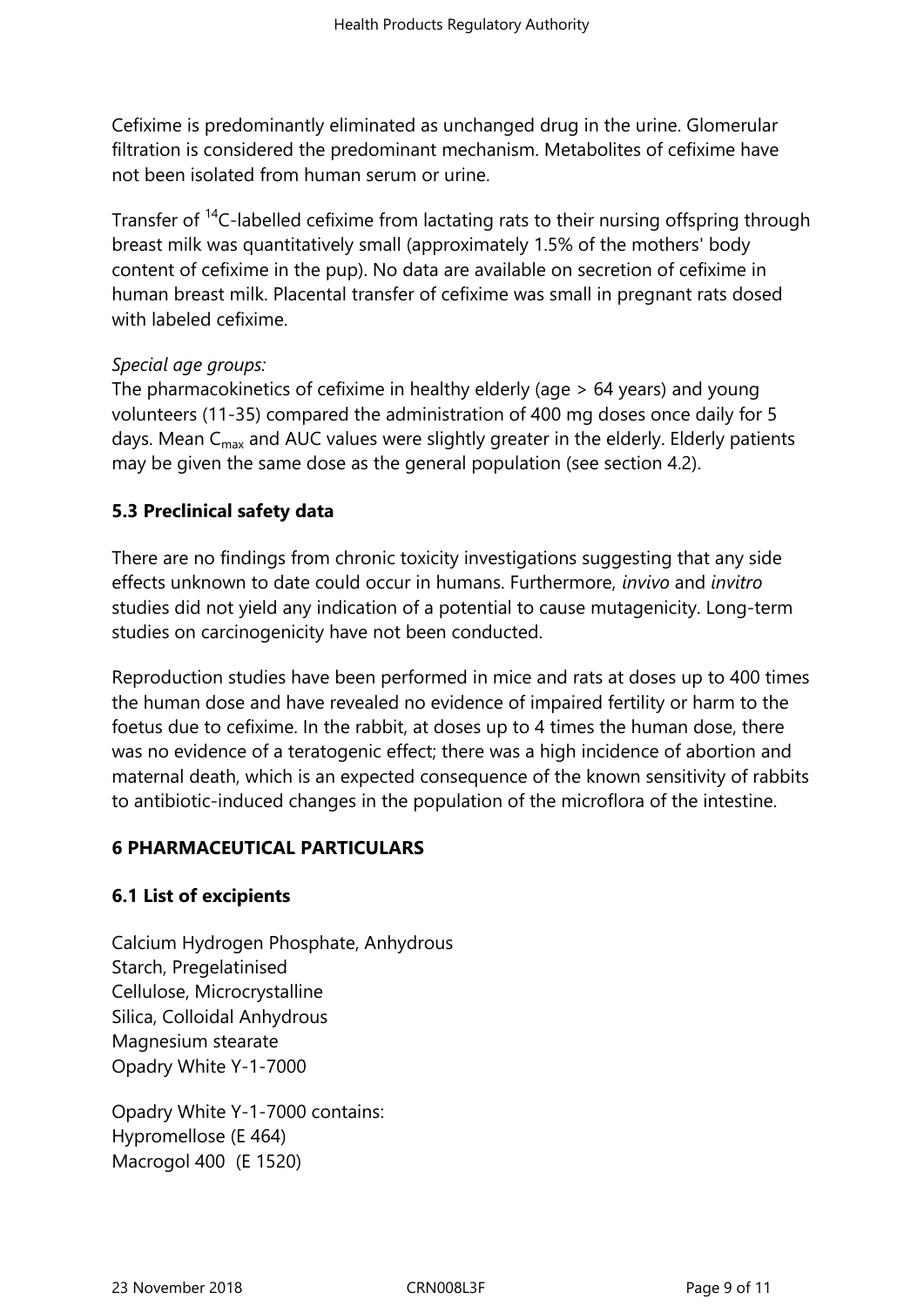Cefixime is predominantly eliminated as unchanged drug in the urine. Glomerular filtration is considered the predominant mechanism. Metabolites of cefixime have not been isolated from human serum or urine.

Transfer of $^{14}C$-labelled cefixime from lactating rats to their nursing offspring through breast milk was quantitatively small (approximately 1.5% of the mothers' body content of cefixime in the pup). No data are available on secretion of cefixime in human breast milk. Placental transfer of cefixime was small in pregnant rats dosed with labeled cefixime.

*Special age groups:*
The pharmacokinetics of cefixime in healthy elderly (age > 64 years) and young volunteers (11-35) compared the administration of 400 mg doses once daily for 5 days. Mean $C_{max}$ and AUC values were slightly greater in the elderly. Elderly patients may be given the same dose as the general population (see section 4.2).

## 5.3 Preclinical safety data

There are no findings from chronic toxicity investigations suggesting that any side effects unknown to date could occur in humans. Furthermore, *invivo* and *invitro* studies did not yield any indication of a potential to cause mutagenicity. Long-term studies on carcinogenicity have not been conducted.

Reproduction studies have been performed in mice and rats at doses up to 400 times the human dose and have revealed no evidence of impaired fertility or harm to the foetus due to cefixime. In the rabbit, at doses up to 4 times the human dose, there was no evidence of a teratogenic effect; there was a high incidence of abortion and maternal death, which is an expected consequence of the known sensitivity of rabbits to antibiotic-induced changes in the population of the microflora of the intestine.

# 6 PHARMACEUTICAL PARTICULARS

## 6.1 List of excipients

Calcium Hydrogen Phosphate, Anhydrous
Starch, Pregelatinised
Cellulose, Microcrystalline
Silica, Colloidal Anhydrous
Magnesium stearate
Opadry White Y-1-7000

Opadry White Y-1-7000 contains:
Hypromellose (E 464)
Macrogol 400 (E 1520)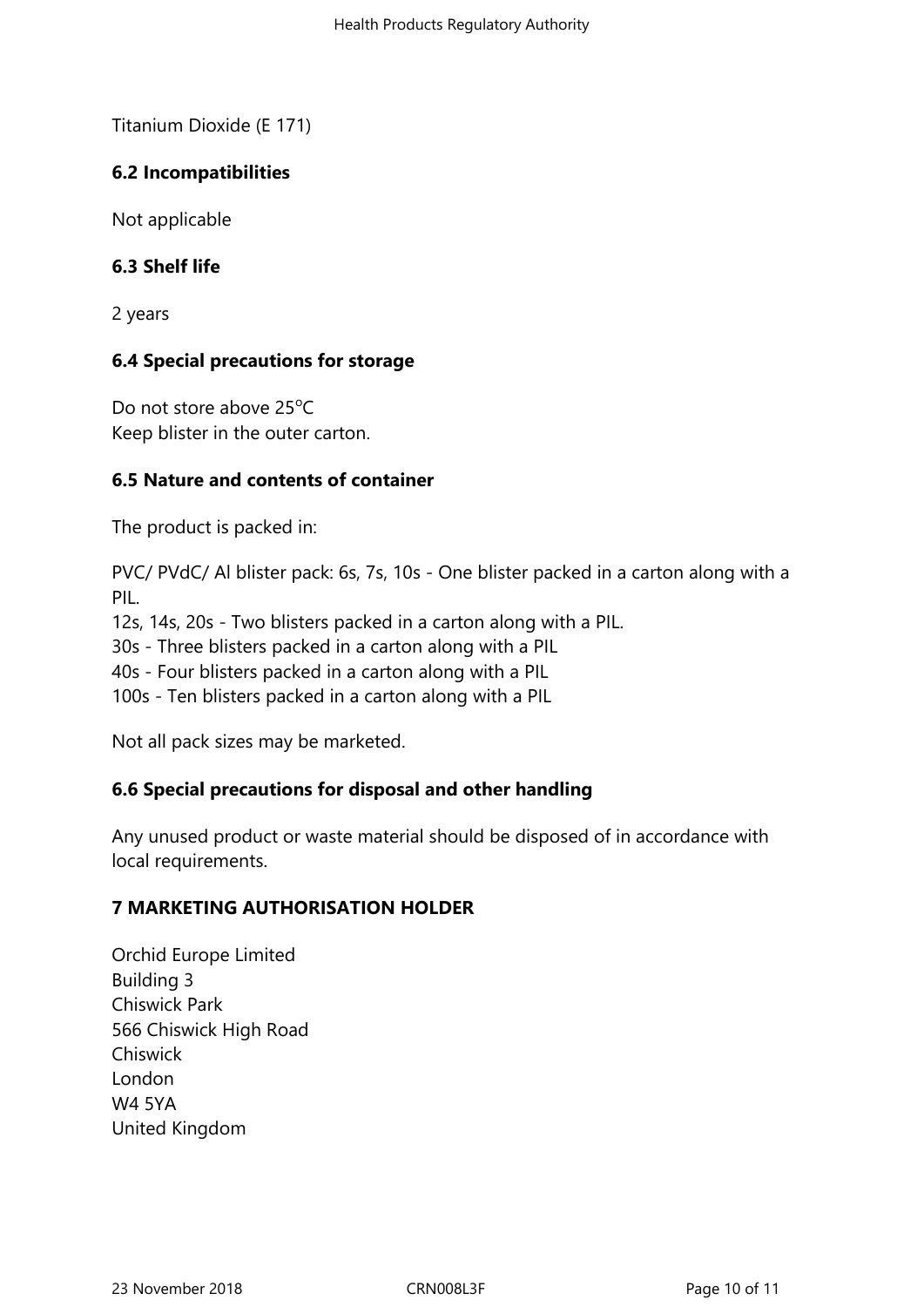Titanium Dioxide (E 171)

### 6.2 Incompatibilities

Not applicable

### 6.3 Shelf life

2 years

### 6.4 Special precautions for storage

Do not store above 25°C
Keep blister in the outer carton.

### 6.5 Nature and contents of container

The product is packed in:

PVC/ PVdC/ Al blister pack: 6s, 7s, 10s - One blister packed in a carton along with a PIL.
12s, 14s, 20s - Two blisters packed in a carton along with a PIL.
30s - Three blisters packed in a carton along with a PIL
40s - Four blisters packed in a carton along with a PIL
100s - Ten blisters packed in a carton along with a PIL

Not all pack sizes may be marketed.

### 6.6 Special precautions for disposal and other handling

Any unused product or waste material should be disposed of in accordance with local requirements.

## 7 MARKETING AUTHORISATION HOLDER

Orchid Europe Limited
Building 3
Chiswick Park
566 Chiswick High Road
Chiswick
London
W4 5YA
United Kingdom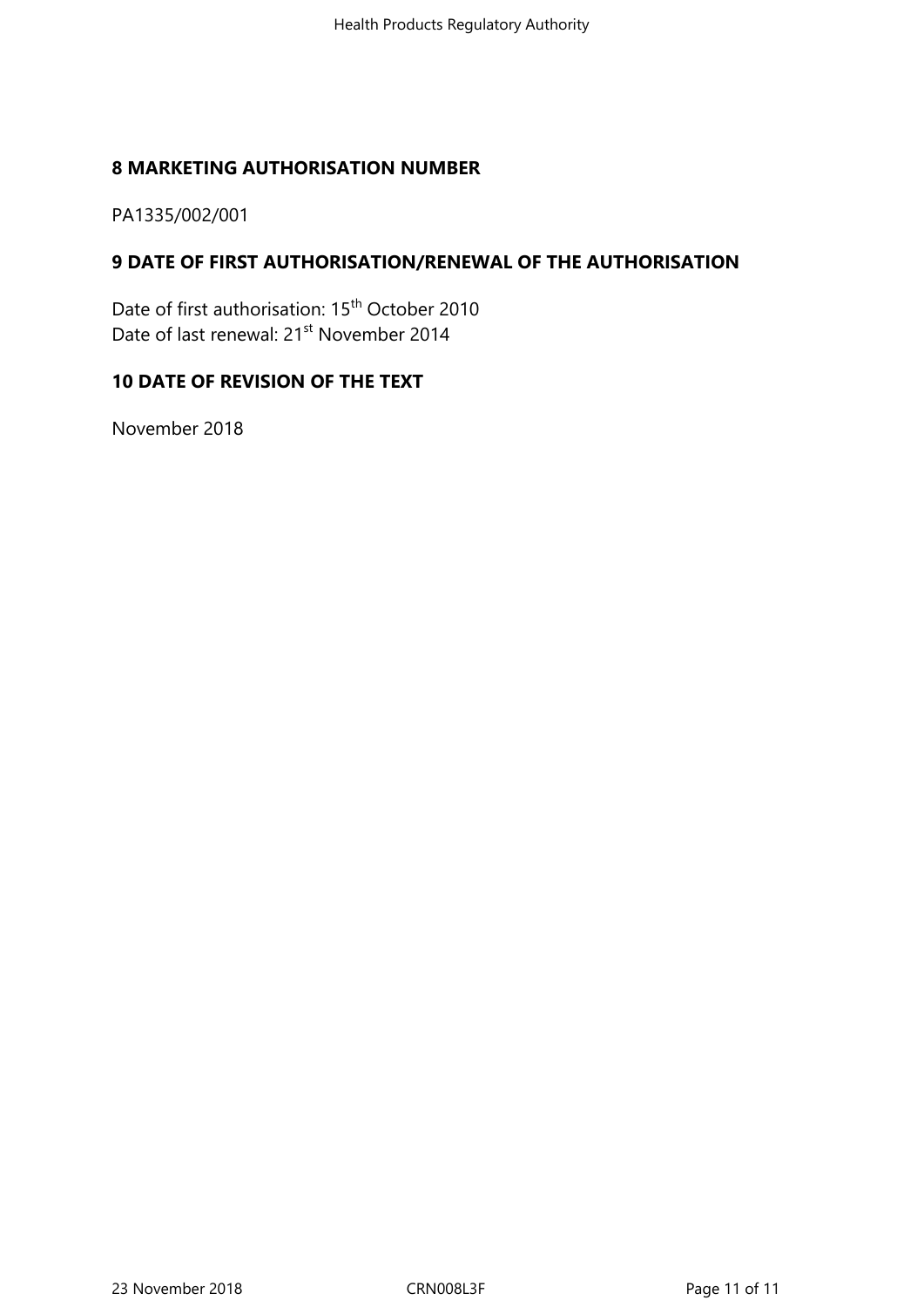## 8 MARKETING AUTHORISATION NUMBER

PA1335/002/001

## 9 DATE OF FIRST AUTHORISATION/RENEWAL OF THE AUTHORISATION

Date of first authorisation: 15th October 2010
Date of last renewal: 21st November 2014

## 10 DATE OF REVISION OF THE TEXT

November 2018